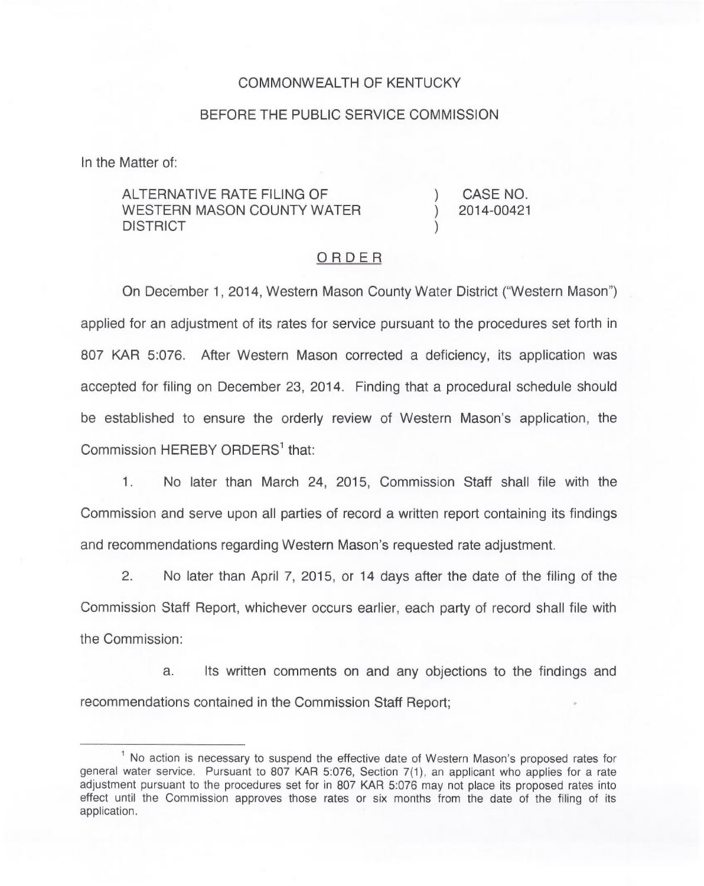COMMONWEALTH OF KENTUCKY

BEFORE THE PUBLIC SERVICE COMMISSION

In the Matter of:

| | | |
|---|---|---|
| ALTERNATIVE RATE FILING OF WESTERN MASON COUNTY WATER DISTRICT | ) ) ) | CASE NO. 2014-00421 |

## ORDER

On December 1, 2014, Western Mason County Water District ("Western Mason") applied for an adjustment of its rates for service pursuant to the procedures set forth in 807 KAR 5:076. After Western Mason corrected a deficiency, its application was accepted for filing on December 23, 2014. Finding that a procedural schedule should be established to ensure the orderly review of Western Mason's application, the Commission HEREBY ORDERS[1] that:

1. No later than March 24, 2015, Commission Staff shall file with the Commission and serve upon all parties of record a written report containing its findings and recommendations regarding Western Mason's requested rate adjustment.

2. No later than April 7, 2015, or 14 days after the date of the filing of the Commission Staff Report, whichever occurs earlier, each party of record shall file with the Commission:

 a. Its written comments on and any objections to the findings and recommendations contained in the Commission Staff Report;

---

[1] No action is necessary to suspend the effective date of Western Mason's proposed rates for general water service. Pursuant to 807 KAR 5:076, Section 7(1), an applicant who applies for a rate adjustment pursuant to the procedures set for in 807 KAR 5:076 may not place its proposed rates into effect until the Commission approves those rates or six months from the date of the filing of its application.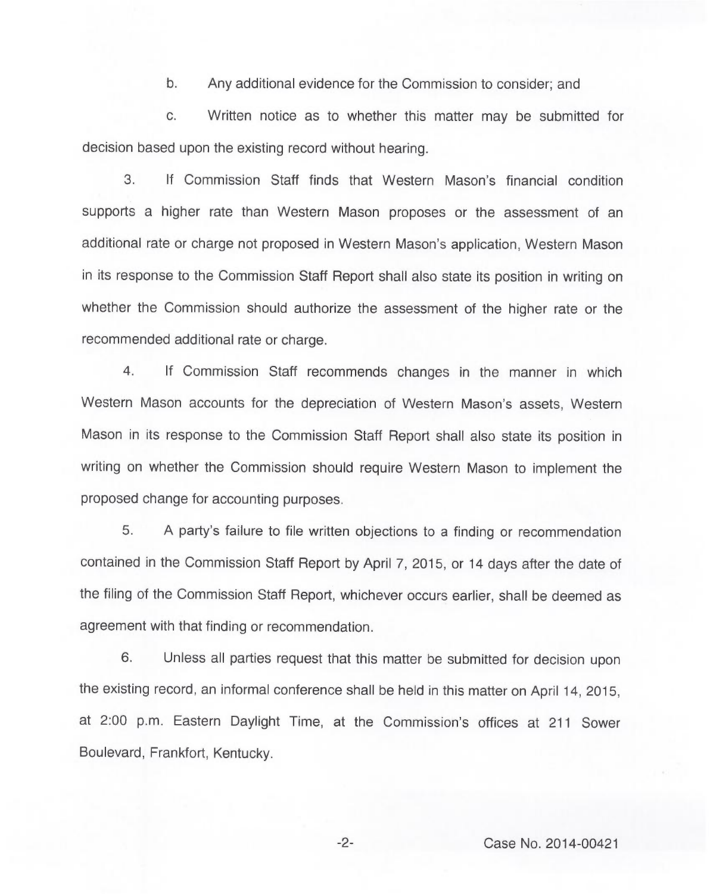b. Any additional evidence for the Commission to consider; and

c. Written notice as to whether this matter may be submitted for decision based upon the existing record without hearing.

3. If Commission Staff finds that Western Mason's financial condition supports a higher rate than Western Mason proposes or the assessment of an additional rate or charge not proposed in Western Mason's application, Western Mason in its response to the Commission Staff Report shall also state its position in writing on whether the Commission should authorize the assessment of the higher rate or the recommended additional rate or charge.

4. If Commission Staff recommends changes in the manner in which Western Mason accounts for the depreciation of Western Mason's assets, Western Mason in its response to the Commission Staff Report shall also state its position in writing on whether the Commission should require Western Mason to implement the proposed change for accounting purposes.

5. A party's failure to file written objections to a finding or recommendation contained in the Commission Staff Report by April 7, 2015, or 14 days after the date of the filing of the Commission Staff Report, whichever occurs earlier, shall be deemed as agreement with that finding or recommendation.

6. Unless all parties request that this matter be submitted for decision upon the existing record, an informal conference shall be held in this matter on April 14, 2015, at 2:00 p.m. Eastern Daylight Time, at the Commission's offices at 211 Sower Boulevard, Frankfort, Kentucky.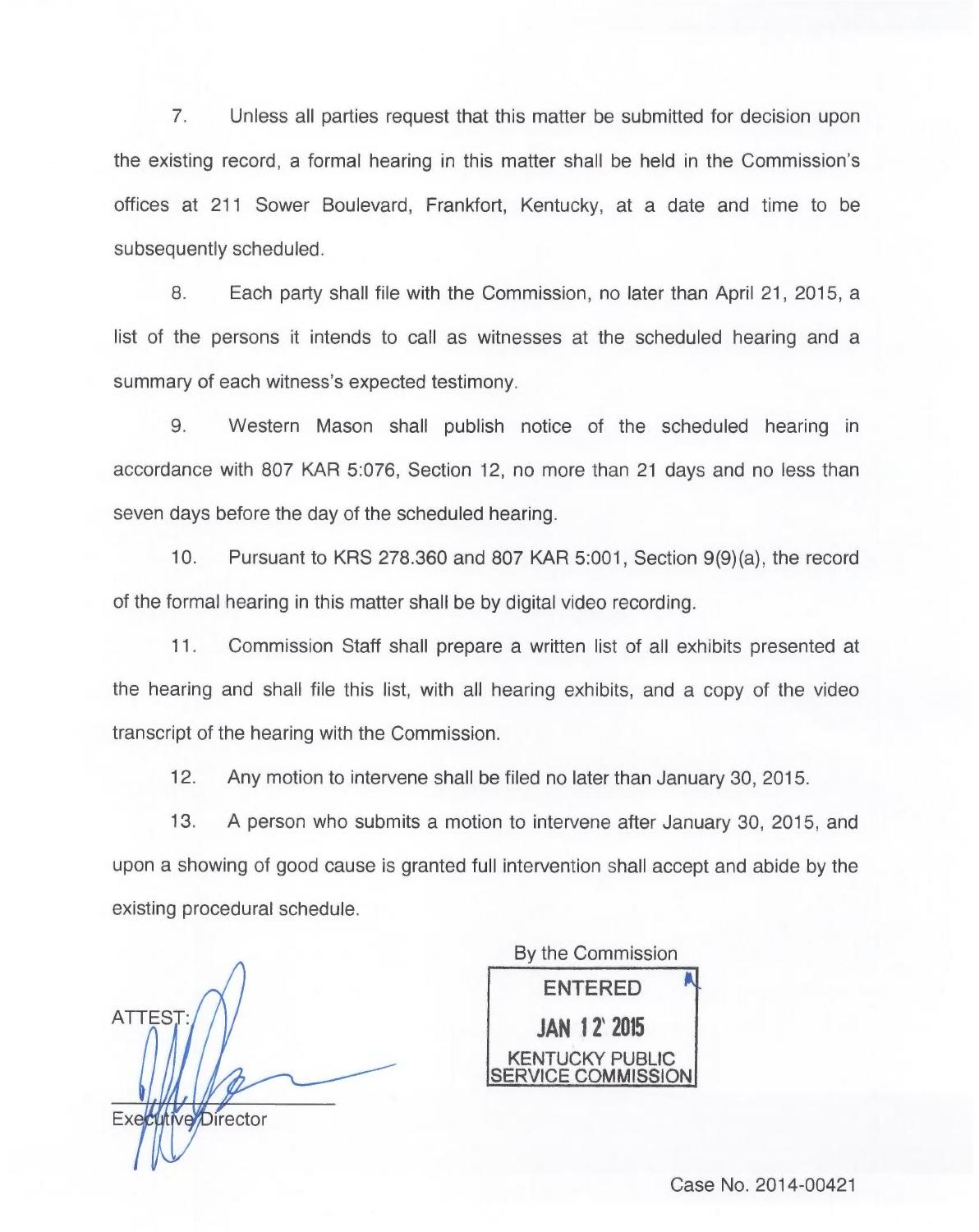7. Unless all parties request that this matter be submitted for decision upon the existing record, a formal hearing in this matter shall be held in the Commission's offices at 211 Sower Boulevard, Frankfort, Kentucky, at a date and time to be subsequently scheduled.

8. Each party shall file with the Commission, no later than April 21, 2015, a list of the persons it intends to call as witnesses at the scheduled hearing and a summary of each witness's expected testimony.

9. Western Mason shall publish notice of the scheduled hearing in accordance with 807 KAR 5:076, Section 12, no more than 21 days and no less than seven days before the day of the scheduled hearing.

10. Pursuant to KRS 278.360 and 807 KAR 5:001, Section 9(9)(a), the record of the formal hearing in this matter shall be by digital video recording.

11. Commission Staff shall prepare a written list of all exhibits presented at the hearing and shall file this list, with all hearing exhibits, and a copy of the video transcript of the hearing with the Commission.

12. Any motion to intervene shall be filed no later than January 30, 2015.

13. A person who submits a motion to intervene after January 30, 2015, and upon a showing of good cause is granted full intervention shall accept and abide by the existing procedural schedule.

By the Commission

ENTERED

JAN 12 2015

KENTUCKY PUBLIC SERVICE COMMISSION

ATTEST:

Executive Director

Case No. 2014-00421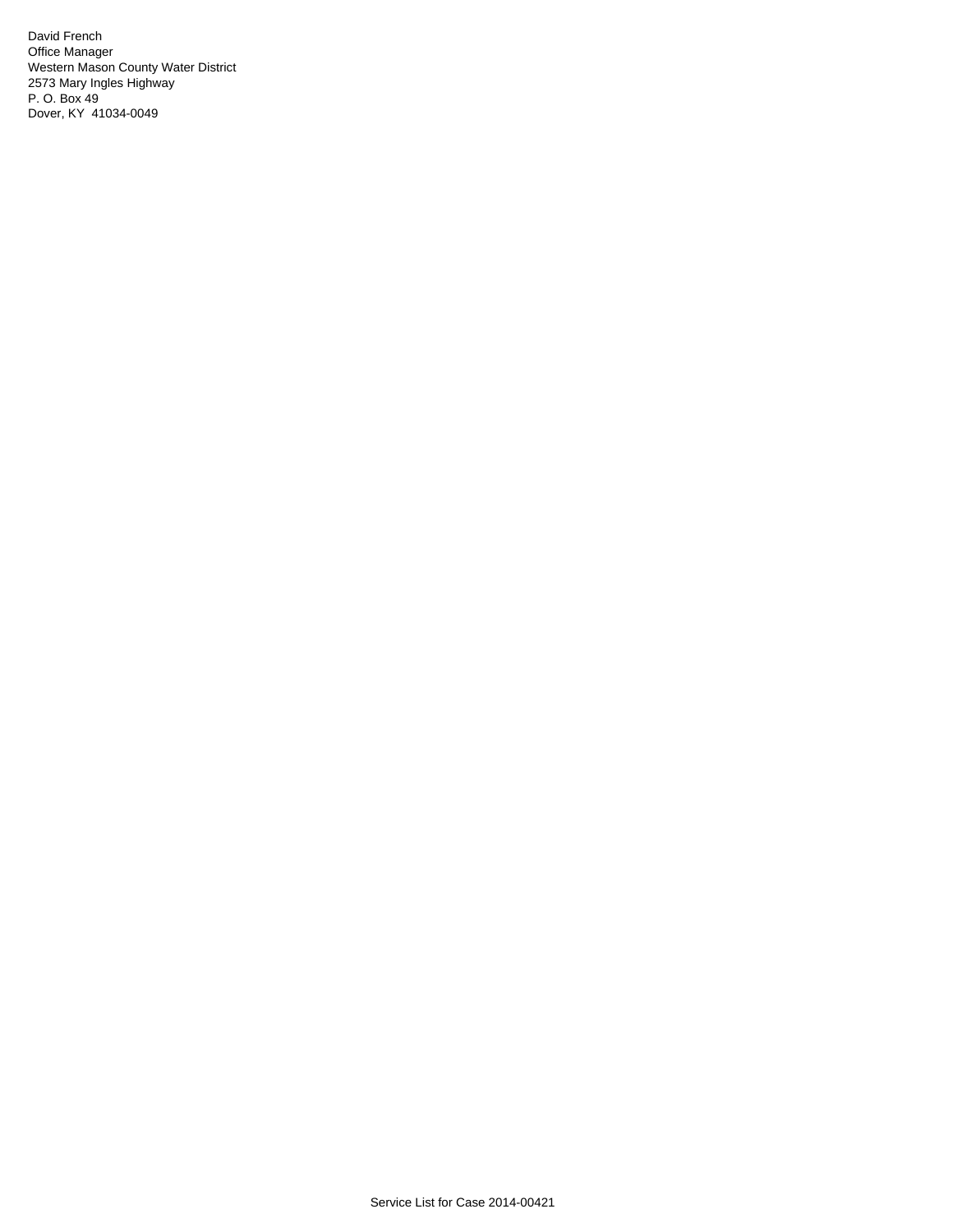David French
Office Manager
Western Mason County Water District
2573 Mary Ingles Highway
P. O. Box 49
Dover, KY  41034-0049